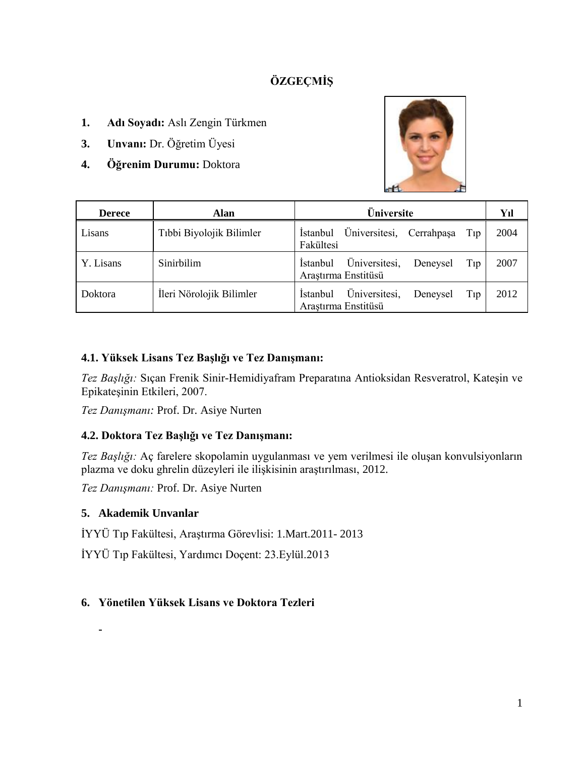# ÖZGEÇMİŞ

1. **Adı Soyadı:** Aslı Zengin Türkmen
3. **Unvanı:** Dr. Öğretim Üyesi
4. **Öğrenim Durumu:** Doktora

| Derece | Alan | Üniversite | Yıl |
|---|---|---|---|
| Lisans | Tıbbi Biyolojik Bilimler | İstanbul Üniversitesi, Cerrahpaşa Tıp Fakültesi | 2004 |
| Y. Lisans | Sinirbilim | İstanbul Üniversitesi, Deneysel Tıp Araştırma Enstitüsü | 2007 |
| Doktora | İleri Nörolojik Bilimler | İstanbul Üniversitesi, Deneysel Tıp Araştırma Enstitüsü | 2012 |

### 4.1. Yüksek Lisans Tez Başlığı ve Tez Danışmanı:

*Tez Başlığı:* Sıçan Frenik Sinir-Hemidiyafram Preparatına Antioksidan Resveratrol, Kateşin ve Epikateşinin Etkileri, 2007.

*Tez Danışmanı:* Prof. Dr. Asiye Nurten

### 4.2. Doktora Tez Başlığı ve Tez Danışmanı:

*Tez Başlığı:* Aç farelere skopolamin uygulanması ve yem verilmesi ile oluşan konvulsiyonların plazma ve doku ghrelin düzeyleri ile ilişkisinin araştırılması, 2012.

*Tez Danışmanı:* Prof. Dr. Asiye Nurten

### 5. Akademik Unvanlar

İYYÜ Tıp Fakültesi, Araştırma Görevlisi: 1.Mart.2011- 2013

İYYÜ Tıp Fakültesi, Yardımcı Doçent: 23.Eylül.2013

### 6. Yönetilen Yüksek Lisans ve Doktora Tezleri

-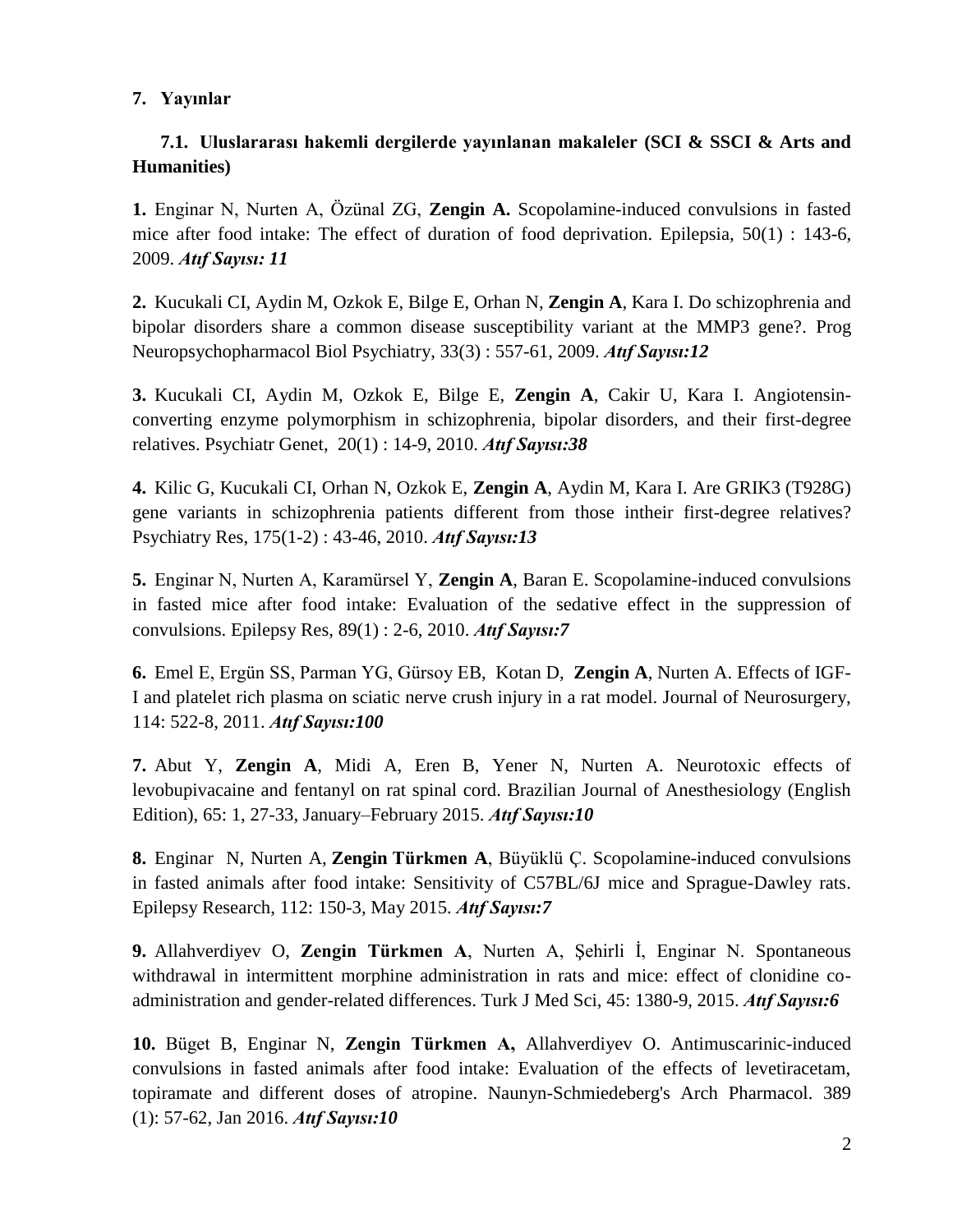## 7. Yayınlar

### 7.1. Uluslararası hakemli dergilerde yayınlanan makaleler (SCI & SSCI & Arts and Humanities)

**1.** Enginar N, Nurten A, Özünal ZG, **Zengin A.** Scopolamine-induced convulsions in fasted mice after food intake: The effect of duration of food deprivation. Epilepsia, 50(1) : 143-6, 2009. ***Atıf Sayısı: 11***

**2.** Kucukali CI, Aydin M, Ozkok E, Bilge E, Orhan N, **Zengin A**, Kara I. Do schizophrenia and bipolar disorders share a common disease susceptibility variant at the MMP3 gene?. Prog Neuropsychopharmacol Biol Psychiatry, 33(3) : 557-61, 2009. ***Atıf Sayısı:12***

**3.** Kucukali CI, Aydin M, Ozkok E, Bilge E, **Zengin A**, Cakir U, Kara I. Angiotensin-converting enzyme polymorphism in schizophrenia, bipolar disorders, and their first-degree relatives. Psychiatr Genet, 20(1) : 14-9, 2010. ***Atıf Sayısı:38***

**4.** Kilic G, Kucukali CI, Orhan N, Ozkok E, **Zengin A**, Aydin M, Kara I. Are GRIK3 (T928G) gene variants in schizophrenia patients different from those intheir first-degree relatives? Psychiatry Res, 175(1-2) : 43-46, 2010. ***Atıf Sayısı:13***

**5.** Enginar N, Nurten A, Karamürsel Y, **Zengin A**, Baran E. Scopolamine-induced convulsions in fasted mice after food intake: Evaluation of the sedative effect in the suppression of convulsions. Epilepsy Res, 89(1) : 2-6, 2010. ***Atıf Sayısı:7***

**6.** Emel E, Ergün SS, Parman YG, Gürsoy EB, Kotan D, **Zengin A**, Nurten A. Effects of IGF-I and platelet rich plasma on sciatic nerve crush injury in a rat model. Journal of Neurosurgery, 114: 522-8, 2011. ***Atıf Sayısı:100***

**7.** Abut Y, **Zengin A**, Midi A, Eren B, Yener N, Nurten A. Neurotoxic effects of levobupivacaine and fentanyl on rat spinal cord. Brazilian Journal of Anesthesiology (English Edition), 65: 1, 27-33, January–February 2015. ***Atıf Sayısı:10***

**8.** Enginar N, Nurten A, **Zengin Türkmen A**, Büyüklü Ç. Scopolamine-induced convulsions in fasted animals after food intake: Sensitivity of C57BL/6J mice and Sprague-Dawley rats. Epilepsy Research, 112: 150-3, May 2015. ***Atıf Sayısı:7***

**9.** Allahverdiyev O, **Zengin Türkmen A**, Nurten A, Şehirli İ, Enginar N. Spontaneous withdrawal in intermittent morphine administration in rats and mice: effect of clonidine co-administration and gender-related differences. Turk J Med Sci, 45: 1380-9, 2015. ***Atıf Sayısı:6***

**10.** Büget B, Enginar N, **Zengin Türkmen A,** Allahverdiyev O. Antimuscarinic-induced convulsions in fasted animals after food intake: Evaluation of the effects of levetiracetam, topiramate and different doses of atropine. Naunyn-Schmiedeberg's Arch Pharmacol. 389 (1): 57-62, Jan 2016. ***Atıf Sayısı:10***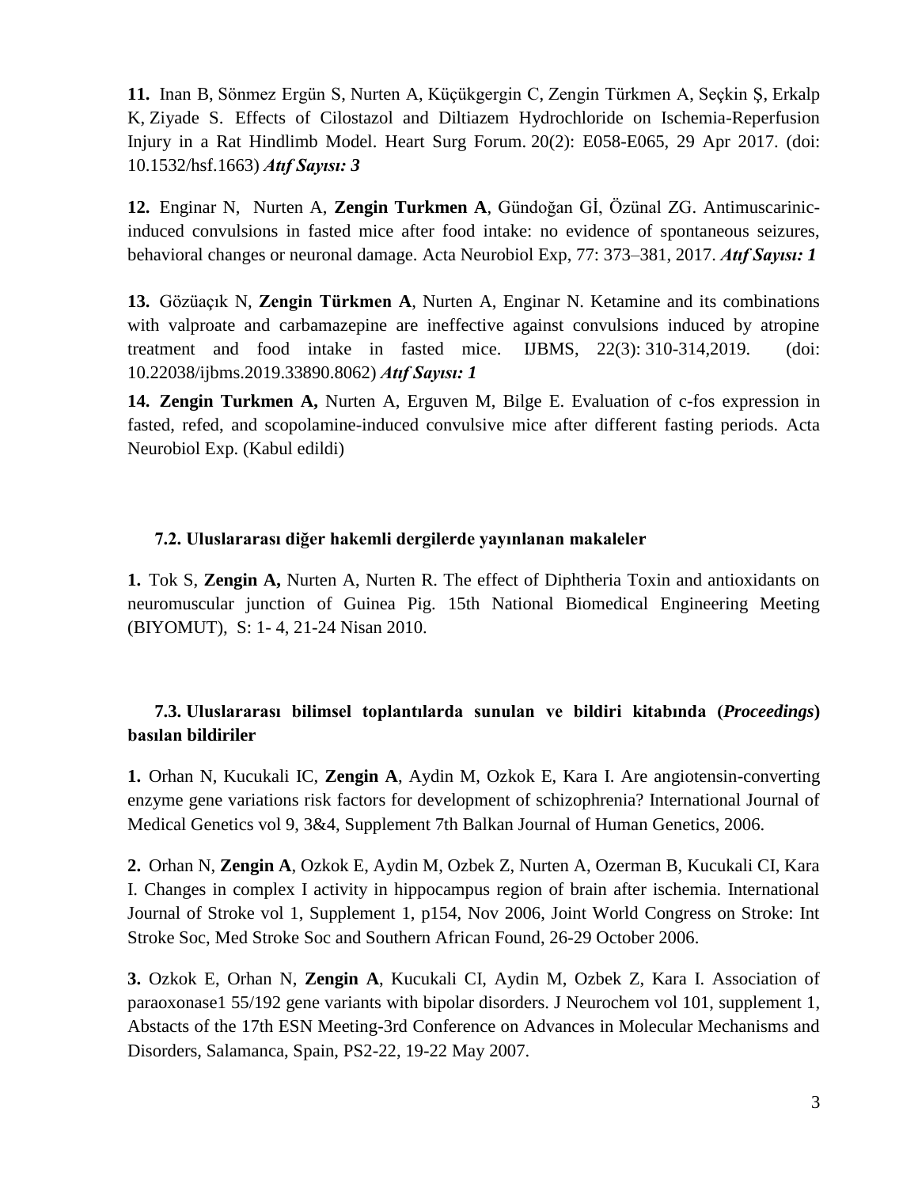**11.** Inan B, Sönmez Ergün S, Nurten A, Küçükgergin C, Zengin Türkmen A, Seçkin Ş, Erkalp K, Ziyade S. Effects of Cilostazol and Diltiazem Hydrochloride on Ischemia-Reperfusion Injury in a Rat Hindlimb Model. Heart Surg Forum. 20(2): E058-E065, 29 Apr 2017. (doi: 10.1532/hsf.1663) ***Atıf Sayısı: 3***

**12.** Enginar N, Nurten A, **Zengin Turkmen A**, Gündoğan Gİ, Özünal ZG. Antimuscarinic-induced convulsions in fasted mice after food intake: no evidence of spontaneous seizures, behavioral changes or neuronal damage. Acta Neurobiol Exp, 77: 373–381, 2017. ***Atıf Sayısı: 1***

**13.** Gözüaçık N, **Zengin Türkmen A**, Nurten A, Enginar N. Ketamine and its combinations with valproate and carbamazepine are ineffective against convulsions induced by atropine treatment and food intake in fasted mice. IJBMS, 22(3): 310-314,2019. (doi: 10.22038/ijbms.2019.33890.8062) ***Atıf Sayısı: 1***

**14. Zengin Turkmen A,** Nurten A, Erguven M, Bilge E. Evaluation of c-fos expression in fasted, refed, and scopolamine-induced convulsive mice after different fasting periods. Acta Neurobiol Exp. (Kabul edildi)

### 7.2. Uluslararası diğer hakemli dergilerde yayınlanan makaleler

**1.** Tok S, **Zengin A,** Nurten A, Nurten R. The effect of Diphtheria Toxin and antioxidants on neuromuscular junction of Guinea Pig. 15th National Biomedical Engineering Meeting (BIYOMUT), S: 1- 4, 21-24 Nisan 2010.

### 7.3. Uluslararası bilimsel toplantılarda sunulan ve bildiri kitabında (*Proceedings*) basılan bildiriler

**1.** Orhan N, Kucukali IC, **Zengin A**, Aydin M, Ozkok E, Kara I. Are angiotensin-converting enzyme gene variations risk factors for development of schizophrenia? International Journal of Medical Genetics vol 9, 3&4, Supplement 7th Balkan Journal of Human Genetics, 2006.

**2.** Orhan N, **Zengin A**, Ozkok E, Aydin M, Ozbek Z, Nurten A, Ozerman B, Kucukali CI, Kara I. Changes in complex I activity in hippocampus region of brain after ischemia. International Journal of Stroke vol 1, Supplement 1, p154, Nov 2006, Joint World Congress on Stroke: Int Stroke Soc, Med Stroke Soc and Southern African Found, 26-29 October 2006.

**3.** Ozkok E, Orhan N, **Zengin A**, Kucukali CI, Aydin M, Ozbek Z, Kara I. Association of paraoxonase1 55/192 gene variants with bipolar disorders. J Neurochem vol 101, supplement 1, Abstacts of the 17th ESN Meeting-3rd Conference on Advances in Molecular Mechanisms and Disorders, Salamanca, Spain, PS2-22, 19-22 May 2007.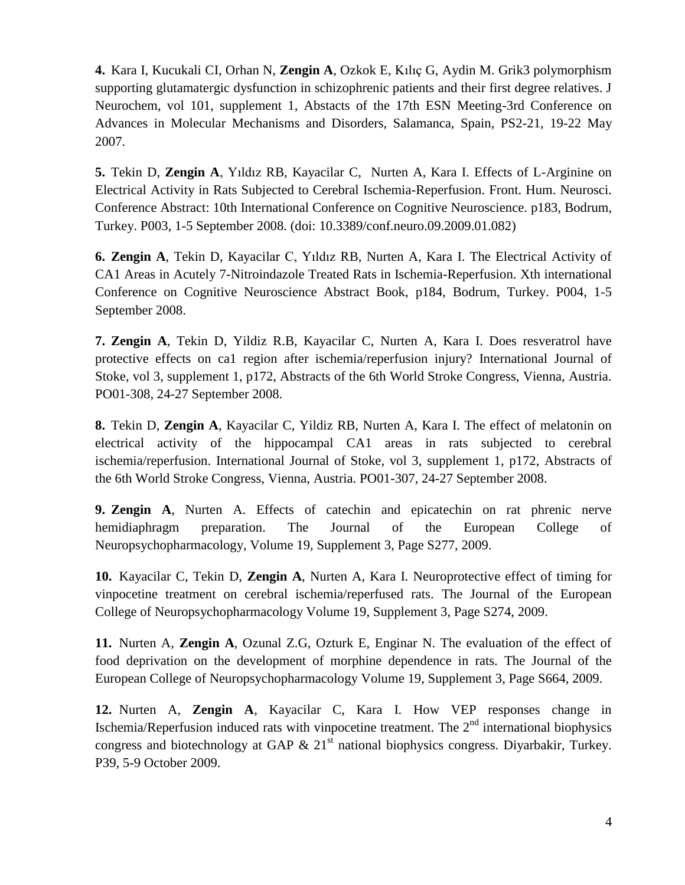**4.** Kara I, Kucukali CI, Orhan N, **Zengin A**, Ozkok E, Kılıç G, Aydin M. Grik3 polymorphism supporting glutamatergic dysfunction in schizophrenic patients and their first degree relatives. J Neurochem, vol 101, supplement 1, Abstacts of the 17th ESN Meeting-3rd Conference on Advances in Molecular Mechanisms and Disorders, Salamanca, Spain, PS2-21, 19-22 May 2007.

**5.** Tekin D, **Zengin A**, Yıldız RB, Kayacilar C, Nurten A, Kara I. Effects of L-Arginine on Electrical Activity in Rats Subjected to Cerebral Ischemia-Reperfusion. Front. Hum. Neurosci. Conference Abstract: 10th International Conference on Cognitive Neuroscience. p183, Bodrum, Turkey. P003, 1-5 September 2008. (doi: 10.3389/conf.neuro.09.2009.01.082)

**6.** **Zengin A**, Tekin D, Kayacilar C, Yıldız RB, Nurten A, Kara I. The Electrical Activity of CA1 Areas in Acutely 7-Nitroindazole Treated Rats in Ischemia-Reperfusion. Xth international Conference on Cognitive Neuroscience Abstract Book, p184, Bodrum, Turkey. P004, 1-5 September 2008.

**7.** **Zengin A**, Tekin D, Yildiz R.B, Kayacilar C, Nurten A, Kara I. Does resveratrol have protective effects on ca1 region after ischemia/reperfusion injury? International Journal of Stoke, vol 3, supplement 1, p172, Abstracts of the 6th World Stroke Congress, Vienna, Austria. PO01-308, 24-27 September 2008.

**8.** Tekin D, **Zengin A**, Kayacilar C, Yildiz RB, Nurten A, Kara I. The effect of melatonin on electrical activity of the hippocampal CA1 areas in rats subjected to cerebral ischemia/reperfusion. International Journal of Stoke, vol 3, supplement 1, p172, Abstracts of the 6th World Stroke Congress, Vienna, Austria. PO01-307, 24-27 September 2008.

**9.** **Zengin A**, Nurten A. Effects of catechin and epicatechin on rat phrenic nerve hemidiaphragm preparation. The Journal of the European College of Neuropsychopharmacology, Volume 19, Supplement 3, Page S277, 2009.

**10.** Kayacilar C, Tekin D, **Zengin A**, Nurten A, Kara I. Neuroprotective effect of timing for vinpocetine treatment on cerebral ischemia/reperfused rats. The Journal of the European College of Neuropsychopharmacology Volume 19, Supplement 3, Page S274, 2009.

**11.** Nurten A, **Zengin A**, Ozunal Z.G, Ozturk E, Enginar N. The evaluation of the effect of food deprivation on the development of morphine dependence in rats. The Journal of the European College of Neuropsychopharmacology Volume 19, Supplement 3, Page S664, 2009.

**12.** Nurten A, **Zengin A**, Kayacilar C, Kara I. How VEP responses change in Ischemia/Reperfusion induced rats with vinpocetine treatment. The 2nd international biophysics congress and biotechnology at GAP & 21st national biophysics congress. Diyarbakir, Turkey. P39, 5-9 October 2009.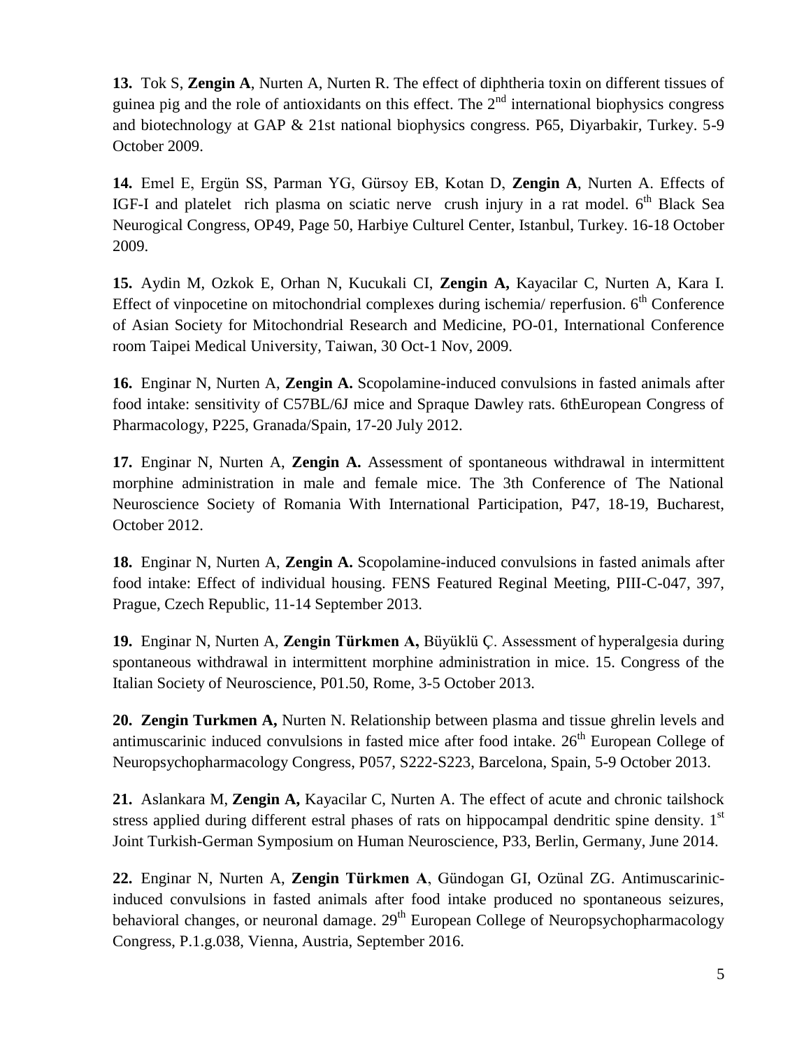**13.** Tok S, **Zengin A**, Nurten A, Nurten R. The effect of diphtheria toxin on different tissues of guinea pig and the role of antioxidants on this effect. The 2nd international biophysics congress and biotechnology at GAP & 21st national biophysics congress. P65, Diyarbakir, Turkey. 5-9 October 2009.

**14.** Emel E, Ergün SS, Parman YG, Gürsoy EB, Kotan D, **Zengin A**, Nurten A. Effects of IGF-I and platelet rich plasma on sciatic nerve crush injury in a rat model. 6th Black Sea Neurogical Congress, OP49, Page 50, Harbiye Culturel Center, Istanbul, Turkey. 16-18 October 2009.

**15.** Aydin M, Ozkok E, Orhan N, Kucukali CI, **Zengin A,** Kayacilar C, Nurten A, Kara I. Effect of vinpocetine on mitochondrial complexes during ischemia/ reperfusion. 6th Conference of Asian Society for Mitochondrial Research and Medicine, PO-01, International Conference room Taipei Medical University, Taiwan, 30 Oct-1 Nov, 2009.

**16.** Enginar N, Nurten A, **Zengin A.** Scopolamine-induced convulsions in fasted animals after food intake: sensitivity of C57BL/6J mice and Spraque Dawley rats. 6thEuropean Congress of Pharmacology, P225, Granada/Spain, 17-20 July 2012.

**17.** Enginar N, Nurten A, **Zengin A.** Assessment of spontaneous withdrawal in intermittent morphine administration in male and female mice. The 3th Conference of The National Neuroscience Society of Romania With International Participation, P47, 18-19, Bucharest, October 2012.

**18.** Enginar N, Nurten A, **Zengin A.** Scopolamine-induced convulsions in fasted animals after food intake: Effect of individual housing. FENS Featured Reginal Meeting, PIII-C-047, 397, Prague, Czech Republic, 11-14 September 2013.

**19.** Enginar N, Nurten A, **Zengin Türkmen A,** Büyüklü Ç. Assessment of hyperalgesia during spontaneous withdrawal in intermittent morphine administration in mice. 15. Congress of the Italian Society of Neuroscience, P01.50, Rome, 3-5 October 2013.

**20. Zengin Turkmen A,** Nurten N. Relationship between plasma and tissue ghrelin levels and antimuscarinic induced convulsions in fasted mice after food intake. 26th European College of Neuropsychopharmacology Congress, P057, S222-S223, Barcelona, Spain, 5-9 October 2013.

**21.** Aslankara M, **Zengin A,** Kayacilar C, Nurten A. The effect of acute and chronic tailshock stress applied during different estral phases of rats on hippocampal dendritic spine density. 1st Joint Turkish-German Symposium on Human Neuroscience, P33, Berlin, Germany, June 2014.

**22.** Enginar N, Nurten A, **Zengin Türkmen A**, Gündogan GI, Ozünal ZG. Antimuscarinic-induced convulsions in fasted animals after food intake produced no spontaneous seizures, behavioral changes, or neuronal damage. 29th European College of Neuropsychopharmacology Congress, P.1.g.038, Vienna, Austria, September 2016.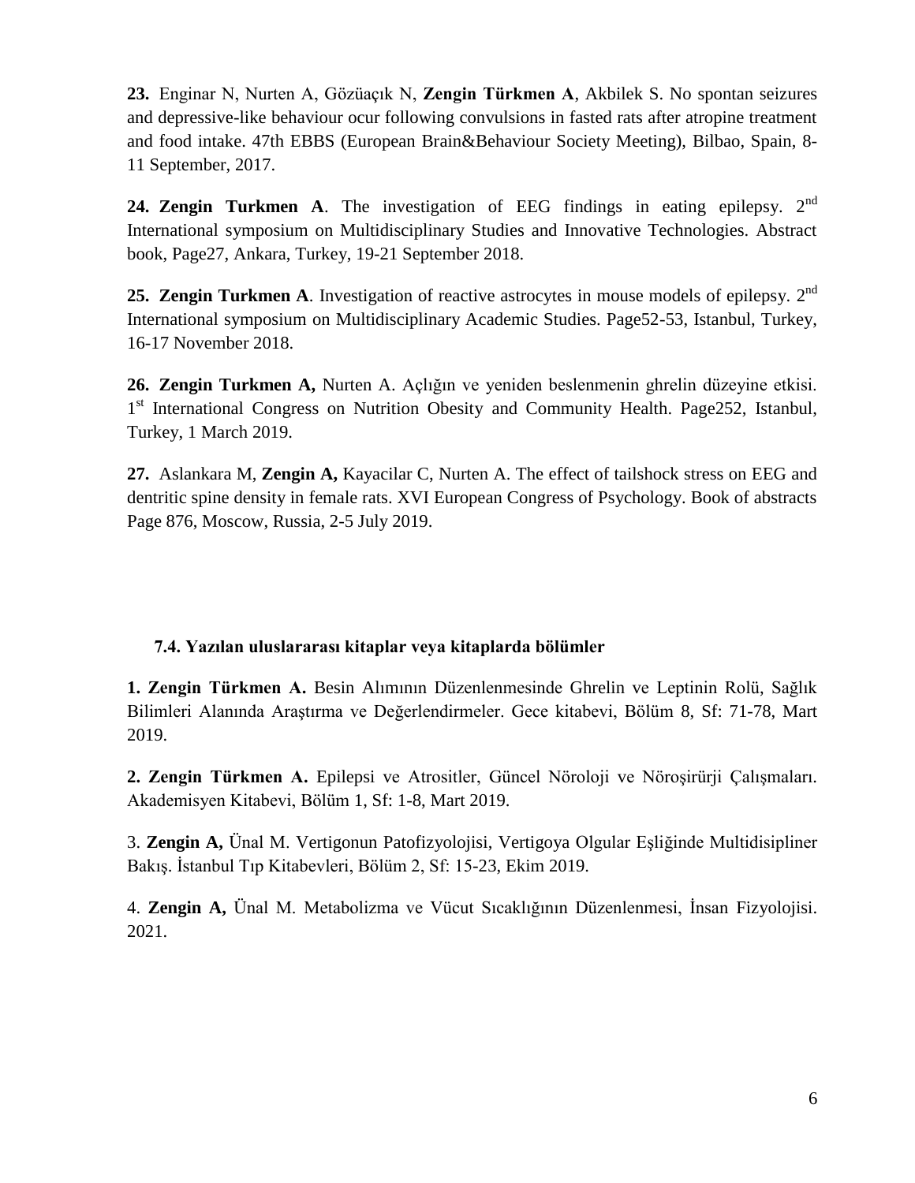**23.** Enginar N, Nurten A, Gözüaçık N, **Zengin Türkmen A**, Akbilek S. No spontan seizures and depressive-like behaviour ocur following convulsions in fasted rats after atropine treatment and food intake. 47th EBBS (European Brain&Behaviour Society Meeting), Bilbao, Spain, 8-11 September, 2017.

**24. Zengin Turkmen A**. The investigation of EEG findings in eating epilepsy. 2nd International symposium on Multidisciplinary Studies and Innovative Technologies. Abstract book, Page27, Ankara, Turkey, 19-21 September 2018.

**25. Zengin Turkmen A**. Investigation of reactive astrocytes in mouse models of epilepsy. 2nd International symposium on Multidisciplinary Academic Studies. Page52-53, Istanbul, Turkey, 16-17 November 2018.

**26. Zengin Turkmen A,** Nurten A. Açlığın ve yeniden beslenmenin ghrelin düzeyine etkisi. 1st International Congress on Nutrition Obesity and Community Health. Page252, Istanbul, Turkey, 1 March 2019.

**27.** Aslankara M, **Zengin A,** Kayacilar C, Nurten A. The effect of tailshock stress on EEG and dentritic spine density in female rats. XVI European Congress of Psychology. Book of abstracts Page 876, Moscow, Russia, 2-5 July 2019.

### 7.4. Yazılan uluslararası kitaplar veya kitaplarda bölümler

**1. Zengin Türkmen A.** Besin Alımının Düzenlenmesinde Ghrelin ve Leptinin Rolü, Sağlık Bilimleri Alanında Araştırma ve Değerlendirmeler. Gece kitabevi, Bölüm 8, Sf: 71-78, Mart 2019.

**2. Zengin Türkmen A.** Epilepsi ve Atrositler, Güncel Nöroloji ve Nöroşirürji Çalışmaları. Akademisyen Kitabevi, Bölüm 1, Sf: 1-8, Mart 2019.

3. **Zengin A,** Ünal M. Vertigonun Patofizyolojisi, Vertigoya Olgular Eşliğinde Multidisipliner Bakış. İstanbul Tıp Kitabevleri, Bölüm 2, Sf: 15-23, Ekim 2019.

4. **Zengin A,** Ünal M. Metabolizma ve Vücut Sıcaklığının Düzenlenmesi, İnsan Fizyolojisi. 2021.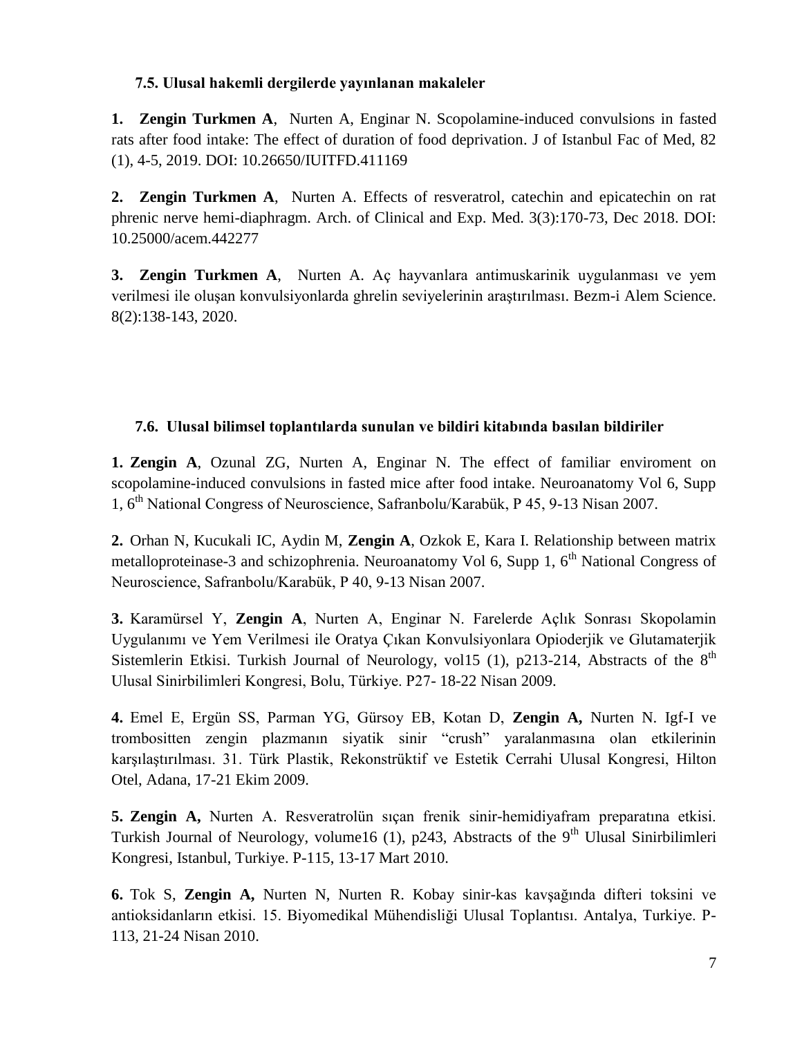### 7.5. Ulusal hakemli dergilerde yayınlanan makaleler

**1. Zengin Turkmen A**, Nurten A, Enginar N. Scopolamine-induced convulsions in fasted rats after food intake: The effect of duration of food deprivation. J of Istanbul Fac of Med, 82 (1), 4-5, 2019. DOI: 10.26650/IUITFD.411169

**2. Zengin Turkmen A**, Nurten A. Effects of resveratrol, catechin and epicatechin on rat phrenic nerve hemi-diaphragm. Arch. of Clinical and Exp. Med. 3(3):170-73, Dec 2018. DOI: 10.25000/acem.442277

**3. Zengin Turkmen A**, Nurten A. Aç hayvanlara antimuskarinik uygulanması ve yem verilmesi ile oluşan konvulsiyonlarda ghrelin seviyelerinin araştırılması. Bezm-i Alem Science. 8(2):138-143, 2020.

### 7.6. Ulusal bilimsel toplantılarda sunulan ve bildiri kitabında basılan bildiriler

**1. Zengin A**, Ozunal ZG, Nurten A, Enginar N. The effect of familiar enviroment on scopolamine-induced convulsions in fasted mice after food intake. Neuroanatomy Vol 6, Supp 1, 6th National Congress of Neuroscience, Safranbolu/Karabük, P 45, 9-13 Nisan 2007.

**2.** Orhan N, Kucukali IC, Aydin M, **Zengin A**, Ozkok E, Kara I. Relationship between matrix metalloproteinase-3 and schizophrenia. Neuroanatomy Vol 6, Supp 1, 6th National Congress of Neuroscience, Safranbolu/Karabük, P 40, 9-13 Nisan 2007.

**3.** Karamürsel Y, **Zengin A**, Nurten A, Enginar N. Farelerde Açlık Sonrası Skopolamin Uygulanımı ve Yem Verilmesi ile Oratya Çıkan Konvulsiyonlara Opioderjik ve Glutamaterjik Sistemlerin Etkisi. Turkish Journal of Neurology, vol15 (1), p213-214, Abstracts of the 8th Ulusal Sinirbilimleri Kongresi, Bolu, Türkiye. P27- 18-22 Nisan 2009.

**4.** Emel E, Ergün SS, Parman YG, Gürsoy EB, Kotan D, **Zengin A,** Nurten N. Igf-I ve trombositten zengin plazmanın siyatik sinir "crush" yaralanmasına olan etkilerinin karşılaştırılması. 31. Türk Plastik, Rekonstrüktif ve Estetik Cerrahi Ulusal Kongresi, Hilton Otel, Adana, 17-21 Ekim 2009.

**5. Zengin A,** Nurten A. Resveratrolün sıçan frenik sinir-hemidiyafram preparatına etkisi. Turkish Journal of Neurology, volume16 (1), p243, Abstracts of the 9th Ulusal Sinirbilimleri Kongresi, Istanbul, Turkiye. P-115, 13-17 Mart 2010.

**6.** Tok S, **Zengin A,** Nurten N, Nurten R. Kobay sinir-kas kavşağında difteri toksini ve antioksidanların etkisi. 15. Biyomedikal Mühendisliği Ulusal Toplantısı. Antalya, Turkiye. P-113, 21-24 Nisan 2010.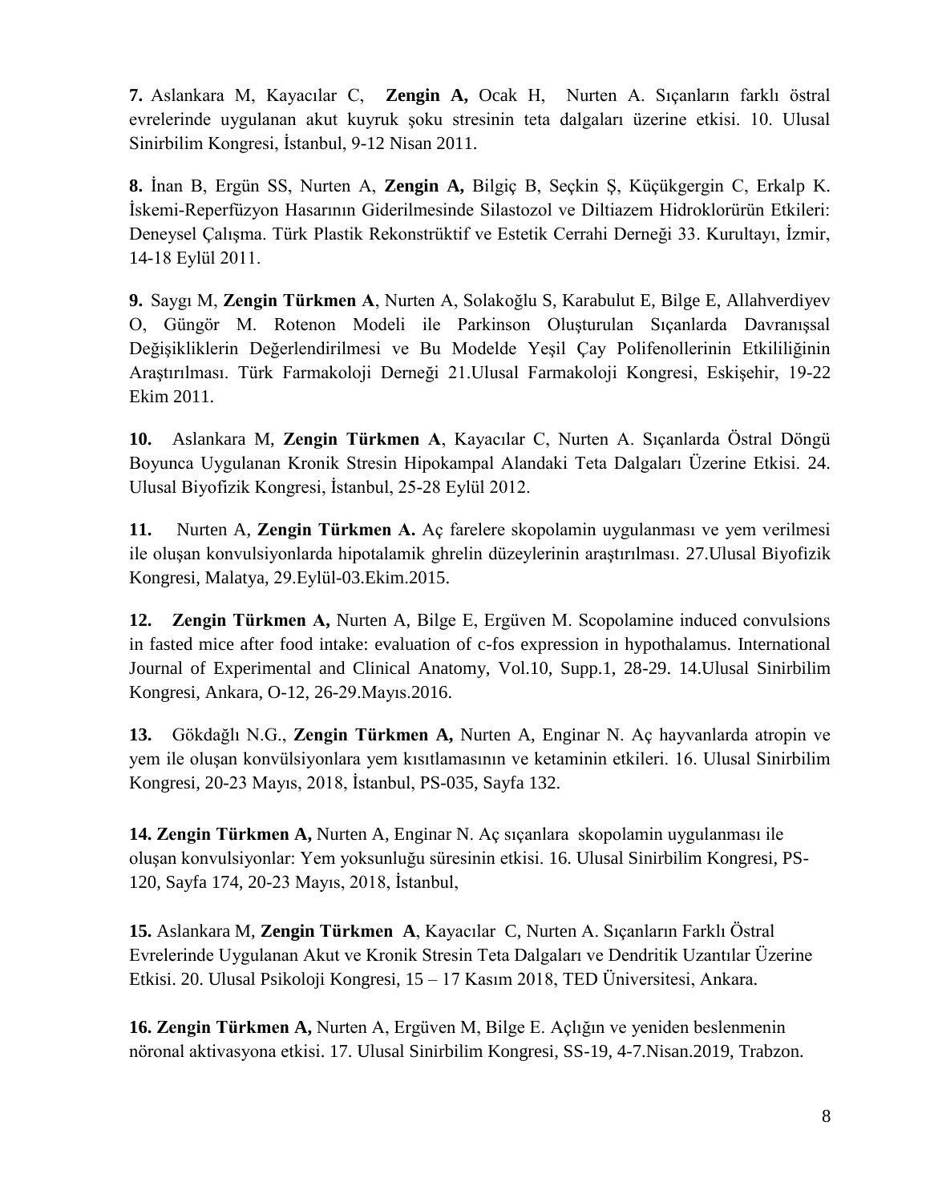**7.** Aslankara M, Kayacılar C, **Zengin A,** Ocak H, Nurten A. Sıçanların farklı östral evrelerinde uygulanan akut kuyruk şoku stresinin teta dalgaları üzerine etkisi. 10. Ulusal Sinirbilim Kongresi, İstanbul, 9-12 Nisan 2011.

**8.** İnan B, Ergün SS, Nurten A, **Zengin A,** Bilgiç B, Seçkin Ş, Küçükgergin C, Erkalp K. İskemi-Reperfüzyon Hasarının Giderilmesinde Silastozol ve Diltiazem Hidroklorürün Etkileri: Deneysel Çalışma. Türk Plastik Rekonstrüktif ve Estetik Cerrahi Derneği 33. Kurultayı, İzmir, 14-18 Eylül 2011.

**9.** Saygı M, **Zengin Türkmen A**, Nurten A, Solakoğlu S, Karabulut E, Bilge E, Allahverdiyev O, Güngör M. Rotenon Modeli ile Parkinson Oluşturulan Sıçanlarda Davranışsal Değişikliklerin Değerlendirilmesi ve Bu Modelde Yeşil Çay Polifenollerinin Etkililiğinin Araştırılması. Türk Farmakoloji Derneği 21.Ulusal Farmakoloji Kongresi, Eskişehir, 19-22 Ekim 2011.

**10.** Aslankara M, **Zengin Türkmen A**, Kayacılar C, Nurten A. Sıçanlarda Östral Döngü Boyunca Uygulanan Kronik Stresin Hipokampal Alandaki Teta Dalgaları Üzerine Etkisi. 24. Ulusal Biyofizik Kongresi, İstanbul, 25-28 Eylül 2012.

**11.** Nurten A, **Zengin Türkmen A.** Aç farelere skopolamin uygulanması ve yem verilmesi ile oluşan konvulsiyonlarda hipotalamik ghrelin düzeylerinin araştırılması. 27.Ulusal Biyofizik Kongresi, Malatya, 29.Eylül-03.Ekim.2015.

**12.** **Zengin Türkmen A,** Nurten A, Bilge E, Ergüven M. Scopolamine induced convulsions in fasted mice after food intake: evaluation of c-fos expression in hypothalamus. International Journal of Experimental and Clinical Anatomy, Vol.10, Supp.1, 28-29. 14.Ulusal Sinirbilim Kongresi, Ankara, O-12, 26-29.Mayıs.2016.

**13.** Gökdağlı N.G., **Zengin Türkmen A,** Nurten A, Enginar N. Aç hayvanlarda atropin ve yem ile oluşan konvülsiyonlara yem kısıtlamasının ve ketaminin etkileri. 16. Ulusal Sinirbilim Kongresi, 20-23 Mayıs, 2018, İstanbul, PS-035, Sayfa 132.

**14.** **Zengin Türkmen A,** Nurten A, Enginar N. Aç sıçanlara skopolamin uygulanması ile oluşan konvulsiyonlar: Yem yoksunluğu süresinin etkisi. 16. Ulusal Sinirbilim Kongresi, PS-120, Sayfa 174, 20-23 Mayıs, 2018, İstanbul,

**15.** Aslankara M, **Zengin Türkmen A**, Kayacılar C, Nurten A. Sıçanların Farklı Östral Evrelerinde Uygulanan Akut ve Kronik Stresin Teta Dalgaları ve Dendritik Uzantılar Üzerine Etkisi. 20. Ulusal Psikoloji Kongresi, 15 – 17 Kasım 2018, TED Üniversitesi, Ankara.

**16.** **Zengin Türkmen A,** Nurten A, Ergüven M, Bilge E. Açlığın ve yeniden beslenmenin nöronal aktivasyona etkisi. 17. Ulusal Sinirbilim Kongresi, SS-19, 4-7.Nisan.2019, Trabzon.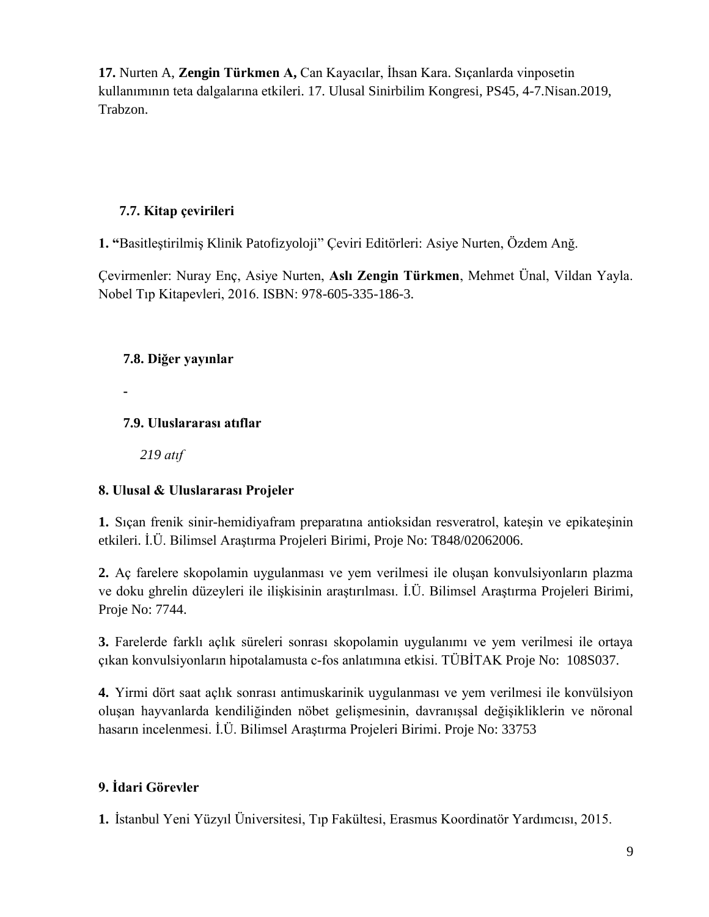**17.** Nurten A, **Zengin Türkmen A,** Can Kayacılar, İhsan Kara. Sıçanlarda vinposetin kullanımının teta dalgalarına etkileri. 17. Ulusal Sinirbilim Kongresi, PS45, 4-7.Nisan.2019, Trabzon.

### 7.7. Kitap çevirileri

**1. "**Basitleştirilmiş Klinik Patofizyoloji" Çeviri Editörleri: Asiye Nurten, Özdem Anğ.

Çevirmenler: Nuray Enç, Asiye Nurten, **Aslı Zengin Türkmen**, Mehmet Ünal, Vildan Yayla. Nobel Tıp Kitapevleri, 2016. ISBN: 978-605-335-186-3.

### 7.8. Diğer yayınlar

-

### 7.9. Uluslararası atıflar

*219 atıf*

## 8. Ulusal & Uluslararası Projeler

**1.** Sıçan frenik sinir-hemidiyafram preparatına antioksidan resveratrol, kateşin ve epikateşinin etkileri. İ.Ü. Bilimsel Araştırma Projeleri Birimi, Proje No: T848/02062006.

**2.** Aç farelere skopolamin uygulanması ve yem verilmesi ile oluşan konvulsiyonların plazma ve doku ghrelin düzeyleri ile ilişkisinin araştırılması. İ.Ü. Bilimsel Araştırma Projeleri Birimi, Proje No: 7744.

**3.** Farelerde farklı açlık süreleri sonrası skopolamin uygulanımı ve yem verilmesi ile ortaya çıkan konvulsiyonların hipotalamusta c-fos anlatımına etkisi. TÜBİTAK Proje No: 108S037.

**4.** Yirmi dört saat açlık sonrası antimuskarinik uygulanması ve yem verilmesi ile konvülsiyon oluşan hayvanlarda kendiliğinden nöbet gelişmesinin, davranışsal değişikliklerin ve nöronal hasarın incelenmesi. İ.Ü. Bilimsel Araştırma Projeleri Birimi. Proje No: 33753

## 9. İdari Görevler

**1.** İstanbul Yeni Yüzyıl Üniversitesi, Tıp Fakültesi, Erasmus Koordinatör Yardımcısı, 2015.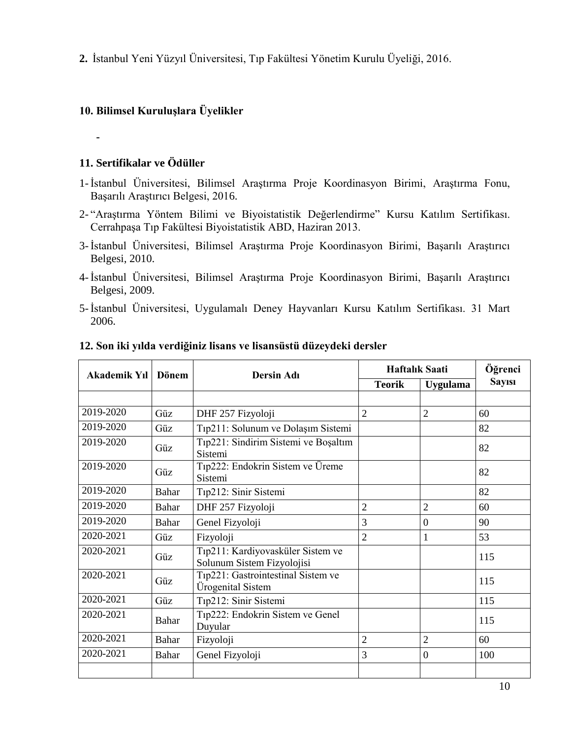2. İstanbul Yeni Yüzyıl Üniversitesi, Tıp Fakültesi Yönetim Kurulu Üyeliği, 2016.

### 10. Bilimsel Kuruluşlara Üyelikler

-

### 11. Sertifikalar ve Ödüller

1- İstanbul Üniversitesi, Bilimsel Araştırma Proje Koordinasyon Birimi, Araştırma Fonu, Başarılı Araştırıcı Belgesi, 2016.
2- "Araştırma Yöntem Bilimi ve Biyoistatistik Değerlendirme" Kursu Katılım Sertifikası. Cerrahpaşa Tıp Fakültesi Biyoistatistik ABD, Haziran 2013.
3- İstanbul Üniversitesi, Bilimsel Araştırma Proje Koordinasyon Birimi, Başarılı Araştırıcı Belgesi, 2010.
4- İstanbul Üniversitesi, Bilimsel Araştırma Proje Koordinasyon Birimi, Başarılı Araştırıcı Belgesi, 2009.
5- İstanbul Üniversitesi, Uygulamalı Deney Hayvanları Kursu Katılım Sertifikası. 31 Mart 2006.

### 12. Son iki yılda verdiğiniz lisans ve lisansüstü düzeydeki dersler

| Akademik Yıl | Dönem | Dersin Adı | Haftalık Saati | | Öğrenci Sayısı |
|---|---|---|---|---|---|
| | | | Teorik | Uygulama | |
| | | | | | |
| 2019-2020 | Güz | DHF 257 Fizyoloji | 2 | 2 | 60 |
| 2019-2020 | Güz | Tıp211: Solunum ve Dolaşım Sistemi | | | 82 |
| 2019-2020 | Güz | Tıp221: Sindirim Sistemi ve Boşaltım Sistemi | | | 82 |
| 2019-2020 | Güz | Tıp222: Endokrin Sistem ve Üreme Sistemi | | | 82 |
| 2019-2020 | Bahar | Tıp212: Sinir Sistemi | | | 82 |
| 2019-2020 | Bahar | DHF 257 Fizyoloji | 2 | 2 | 60 |
| 2019-2020 | Bahar | Genel Fizyoloji | 3 | 0 | 90 |
| 2020-2021 | Güz | Fizyoloji | 2 | 1 | 53 |
| 2020-2021 | Güz | Tıp211: Kardiyovasküler Sistem ve Solunum Sistem Fizyolojisi | | | 115 |
| 2020-2021 | Güz | Tıp221: Gastrointestinal Sistem ve Ürogenital Sistem | | | 115 |
| 2020-2021 | Güz | Tıp212: Sinir Sistemi | | | 115 |
| 2020-2021 | Bahar | Tıp222: Endokrin Sistem ve Genel Duyular | | | 115 |
| 2020-2021 | Bahar | Fizyoloji | 2 | 2 | 60 |
| 2020-2021 | Bahar | Genel Fizyoloji | 3 | 0 | 100 |
| | | | | | |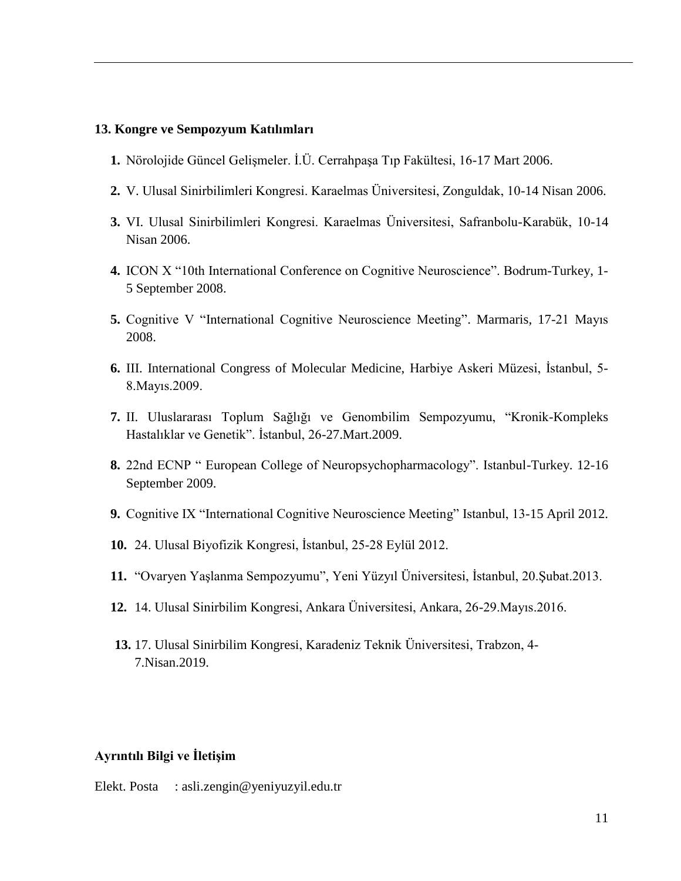**13. Kongre ve Sempozyum Katılımları**

1. Nörolojide Güncel Gelişmeler. İ.Ü. Cerrahpaşa Tıp Fakültesi, 16-17 Mart 2006.
2. V. Ulusal Sinirbilimleri Kongresi. Karaelmas Üniversitesi, Zonguldak, 10-14 Nisan 2006.
3. VI. Ulusal Sinirbilimleri Kongresi. Karaelmas Üniversitesi, Safranbolu-Karabük, 10-14 Nisan 2006.
4. ICON X "10th International Conference on Cognitive Neuroscience". Bodrum-Turkey, 1-5 September 2008.
5. Cognitive V "International Cognitive Neuroscience Meeting". Marmaris, 17-21 Mayıs 2008.
6. III. International Congress of Molecular Medicine, Harbiye Askeri Müzesi, İstanbul, 5-8.Mayıs.2009.
7. II. Uluslararası Toplum Sağlığı ve Genombilim Sempozyumu, "Kronik-Kompleks Hastalıklar ve Genetik". İstanbul, 26-27.Mart.2009.
8. 22nd ECNP " European College of Neuropsychopharmacology". Istanbul-Turkey. 12-16 September 2009.
9. Cognitive IX "International Cognitive Neuroscience Meeting" Istanbul, 13-15 April 2012.
10. 24. Ulusal Biyofizik Kongresi, İstanbul, 25-28 Eylül 2012.
11. "Ovaryen Yaşlanma Sempozyumu", Yeni Yüzyıl Üniversitesi, İstanbul, 20.Şubat.2013.
12. 14. Ulusal Sinirbilim Kongresi, Ankara Üniversitesi, Ankara, 26-29.Mayıs.2016.
13. 17. Ulusal Sinirbilim Kongresi, Karadeniz Teknik Üniversitesi, Trabzon, 4-7.Nisan.2019.

**Ayrıntılı Bilgi ve İletişim**

Elekt. Posta : asli.zengin@yeniyuzyil.edu.tr